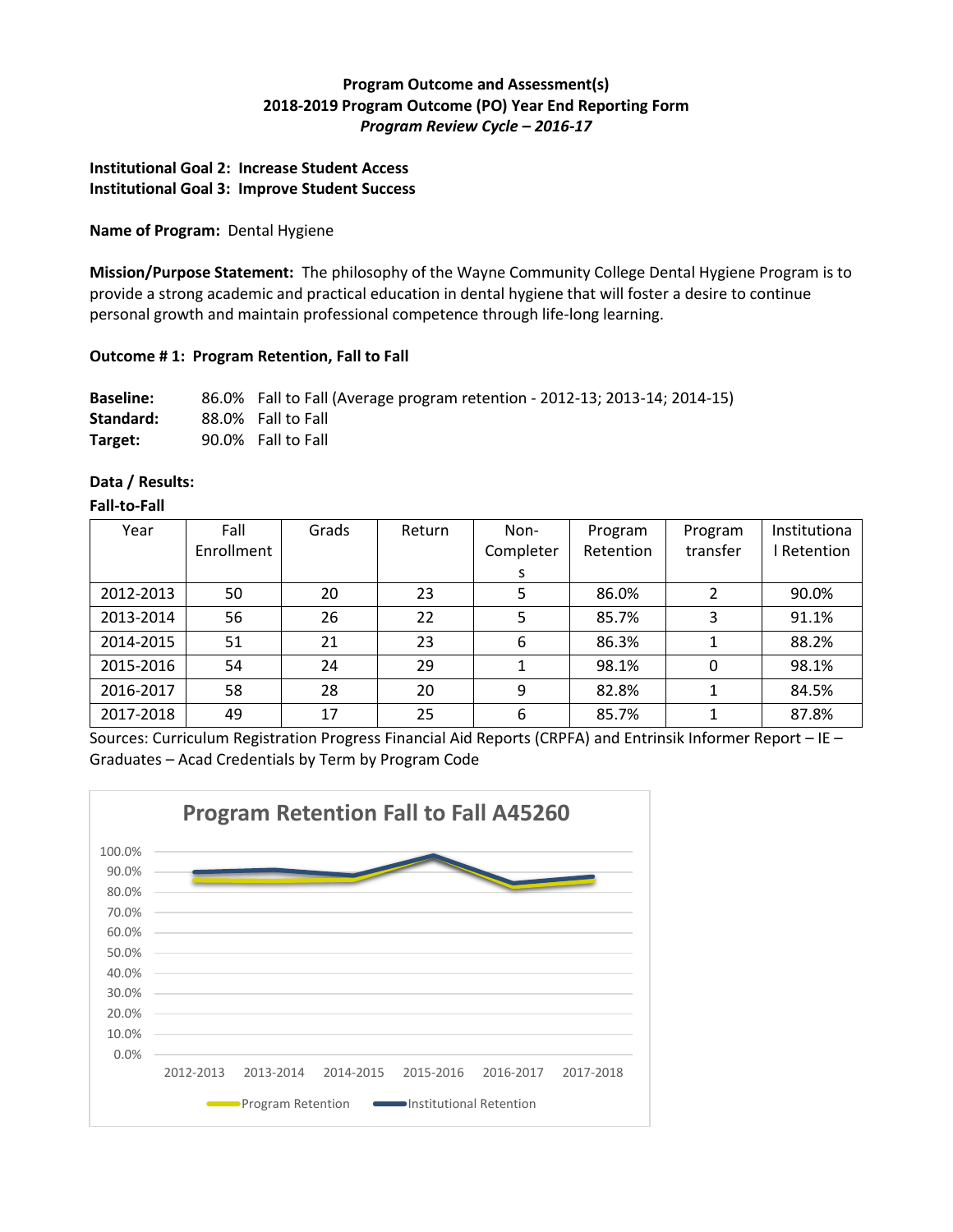**Program Outcome and Assessment(s)**
**2018-2019 Program Outcome (PO) Year End Reporting Form**
***Program Review Cycle – 2016-17***

**Institutional Goal 2: Increase Student Access**
**Institutional Goal 3: Improve Student Success**

**Name of Program:** Dental Hygiene

**Mission/Purpose Statement:** The philosophy of the Wayne Community College Dental Hygiene Program is to provide a strong academic and practical education in dental hygiene that will foster a desire to continue personal growth and maintain professional competence through life-long learning.

**Outcome # 1: Program Retention, Fall to Fall**

**Baseline:** 86.0% Fall to Fall (Average program retention - 2012-13; 2013-14; 2014-15)
**Standard:** 88.0% Fall to Fall
**Target:** 90.0% Fall to Fall

**Data / Results:**
**Fall-to-Fall**

| Year | Fall Enrollment | Grads | Return | Non-Completers | Program Retention | Program transfer | Institutional Retention |
|---|---|---|---|---|---|---|---|
| 2012-2013 | 50 | 20 | 23 | 5 | 86.0% | 2 | 90.0% |
| 2013-2014 | 56 | 26 | 22 | 5 | 85.7% | 3 | 91.1% |
| 2014-2015 | 51 | 21 | 23 | 6 | 86.3% | 1 | 88.2% |
| 2015-2016 | 54 | 24 | 29 | 1 | 98.1% | 0 | 98.1% |
| 2016-2017 | 58 | 28 | 20 | 9 | 82.8% | 1 | 84.5% |
| 2017-2018 | 49 | 17 | 25 | 6 | 85.7% | 1 | 87.8% |

Sources: Curriculum Registration Progress Financial Aid Reports (CRPFA) and Entrinsik Informer Report – IE – Graduates – Acad Credentials by Term by Program Code

**Program Retention Fall to Fall A45260**

| Year | Program Retention | Institutional Retention |
|---|---|---|
| 2012-2013 | 86.0% | 90.0% |
| 2013-2014 | 85.7% | 91.1% |
| 2014-2015 | 86.3% | 88.2% |
| 2015-2016 | 98.1% | 98.1% |
| 2016-2017 | 82.8% | 84.5% |
| 2017-2018 | 85.7% | 87.8% |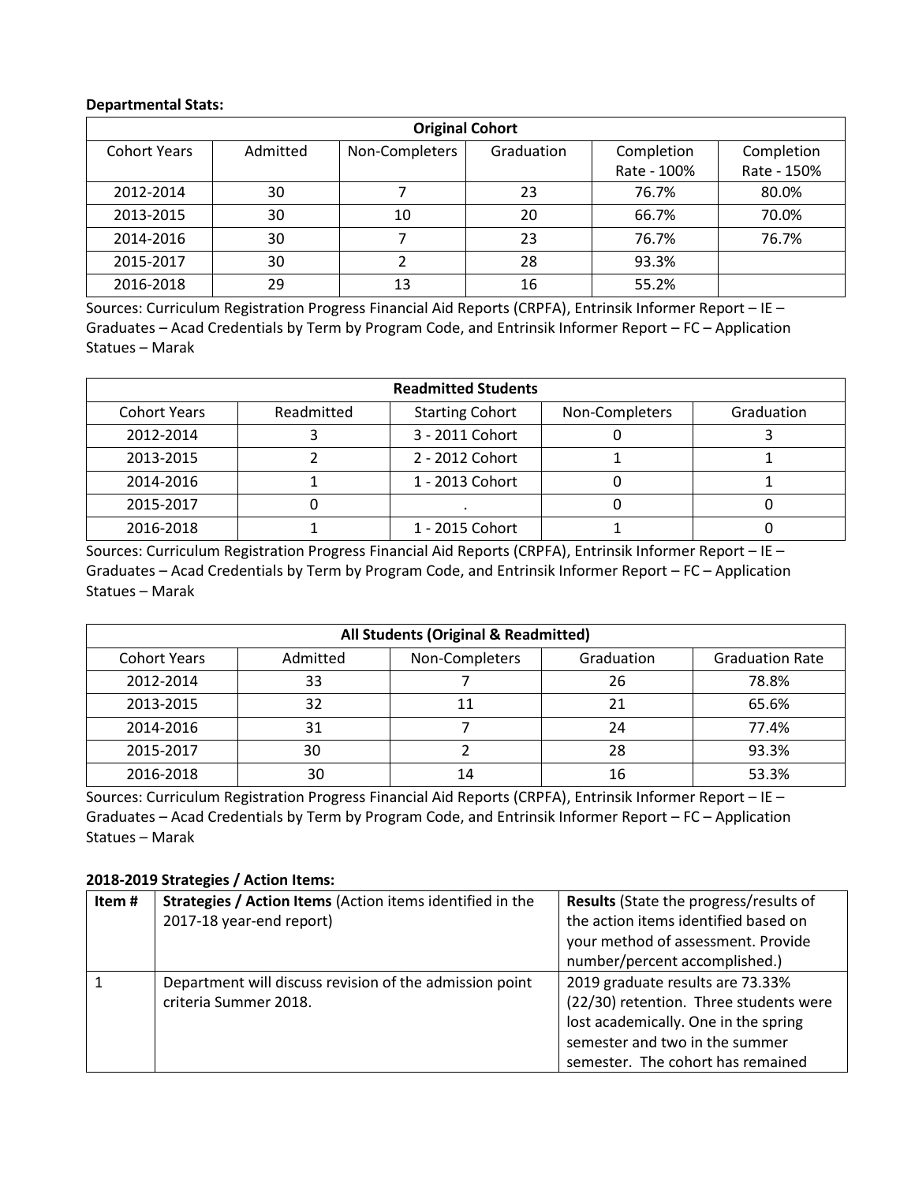**Departmental Stats:**

| Original Cohort | | | | | |
|---|---|---|---|---|---|
| Cohort Years | Admitted | Non-Completers | Graduation | Completion Rate - 100% | Completion Rate - 150% |
| 2012-2014 | 30 | 7 | 23 | 76.7% | 80.0% |
| 2013-2015 | 30 | 10 | 20 | 66.7% | 70.0% |
| 2014-2016 | 30 | 7 | 23 | 76.7% | 76.7% |
| 2015-2017 | 30 | 2 | 28 | 93.3% | |
| 2016-2018 | 29 | 13 | 16 | 55.2% | |

Sources: Curriculum Registration Progress Financial Aid Reports (CRPFA), Entrinsik Informer Report – IE – Graduates – Acad Credentials by Term by Program Code, and Entrinsik Informer Report – FC – Application Statues – Marak

| Readmitted Students | | | | |
|---|---|---|---|---|
| Cohort Years | Readmitted | Starting Cohort | Non-Completers | Graduation |
| 2012-2014 | 3 | 3 - 2011 Cohort | 0 | 3 |
| 2013-2015 | 2 | 2 - 2012 Cohort | 1 | 1 |
| 2014-2016 | 1 | 1 - 2013 Cohort | 0 | 1 |
| 2015-2017 | 0 | . | 0 | 0 |
| 2016-2018 | 1 | 1 - 2015 Cohort | 1 | 0 |

Sources: Curriculum Registration Progress Financial Aid Reports (CRPFA), Entrinsik Informer Report – IE – Graduates – Acad Credentials by Term by Program Code, and Entrinsik Informer Report – FC – Application Statues – Marak

| All Students (Original & Readmitted) | | | | |
|---|---|---|---|---|
| Cohort Years | Admitted | Non-Completers | Graduation | Graduation Rate |
| 2012-2014 | 33 | 7 | 26 | 78.8% |
| 2013-2015 | 32 | 11 | 21 | 65.6% |
| 2014-2016 | 31 | 7 | 24 | 77.4% |
| 2015-2017 | 30 | 2 | 28 | 93.3% |
| 2016-2018 | 30 | 14 | 16 | 53.3% |

Sources: Curriculum Registration Progress Financial Aid Reports (CRPFA), Entrinsik Informer Report – IE – Graduates – Acad Credentials by Term by Program Code, and Entrinsik Informer Report – FC – Application Statues – Marak

**2018-2019 Strategies / Action Items:**

| Item # | **Strategies / Action Items** (Action items identified in the 2017-18 year-end report) | **Results** (State the progress/results of the action items identified based on your method of assessment. Provide number/percent accomplished.) |
|---|---|---|
| 1 | Department will discuss revision of the admission point criteria Summer 2018. | 2019 graduate results are 73.33% (22/30) retention. Three students were lost academically. One in the spring semester and two in the summer semester. The cohort has remained |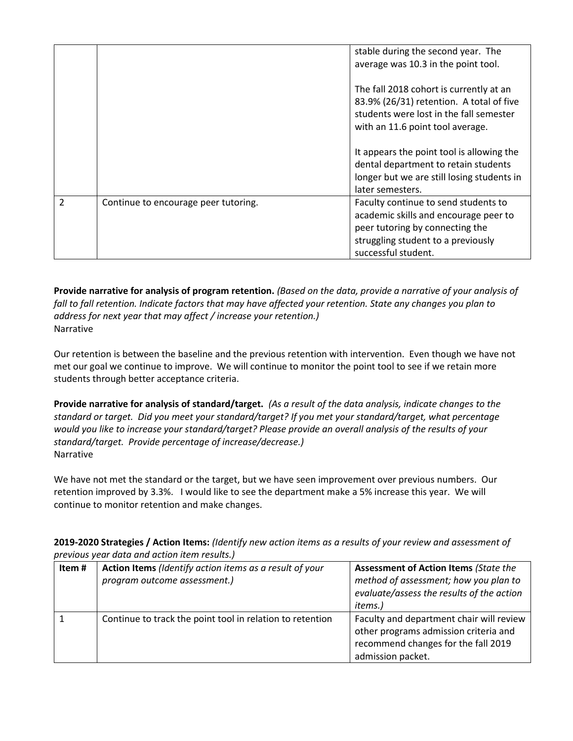| | | |
|---|---|---|
| | | stable during the second year. The average was 10.3 in the point tool.<br><br>The fall 2018 cohort is currently at an 83.9% (26/31) retention. A total of five students were lost in the fall semester with an 11.6 point tool average.<br><br>It appears the point tool is allowing the dental department to retain students longer but we are still losing students in later semesters. |
| 2 | Continue to encourage peer tutoring. | Faculty continue to send students to academic skills and encourage peer to peer tutoring by connecting the struggling student to a previously successful student. |

**Provide narrative for analysis of program retention.** *(Based on the data, provide a narrative of your analysis of fall to fall retention. Indicate factors that may have affected your retention. State any changes you plan to address for next year that may affect / increase your retention.)*
Narrative

Our retention is between the baseline and the previous retention with intervention. Even though we have not met our goal we continue to improve. We will continue to monitor the point tool to see if we retain more students through better acceptance criteria.

**Provide narrative for analysis of standard/target.** *(As a result of the data analysis, indicate changes to the standard or target. Did you meet your standard/target? If you met your standard/target, what percentage would you like to increase your standard/target? Please provide an overall analysis of the results of your standard/target. Provide percentage of increase/decrease.)*
Narrative

We have not met the standard or the target, but we have seen improvement over previous numbers. Our retention improved by 3.3%. I would like to see the department make a 5% increase this year. We will continue to monitor retention and make changes.

**2019-2020 Strategies / Action Items:** *(Identify new action items as a results of your review and assessment of previous year data and action item results.)*

| Item # | Action Items *(Identify action items as a result of your program outcome assessment.)* | Assessment of Action Items *(State the method of assessment; how you plan to evaluate/assess the results of the action items.)* |
|---|---|---|
| 1 | Continue to track the point tool in relation to retention | Faculty and department chair will review other programs admission criteria and recommend changes for the fall 2019 admission packet. |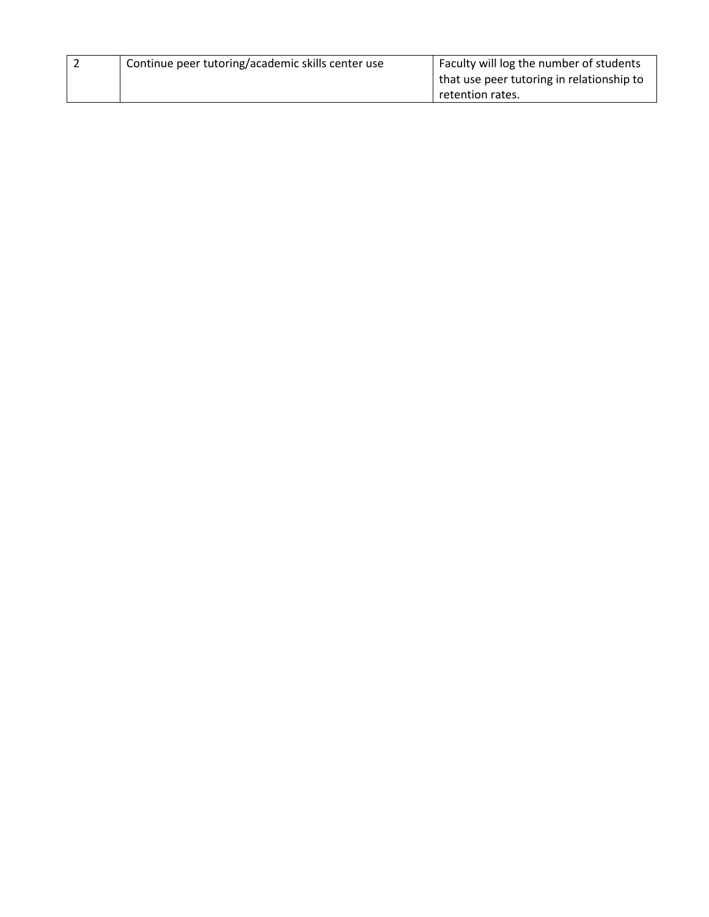| | | |
|---|---|---|
| 2 | Continue peer tutoring/academic skills center use | Faculty will log the number of students that use peer tutoring in relationship to retention rates. |